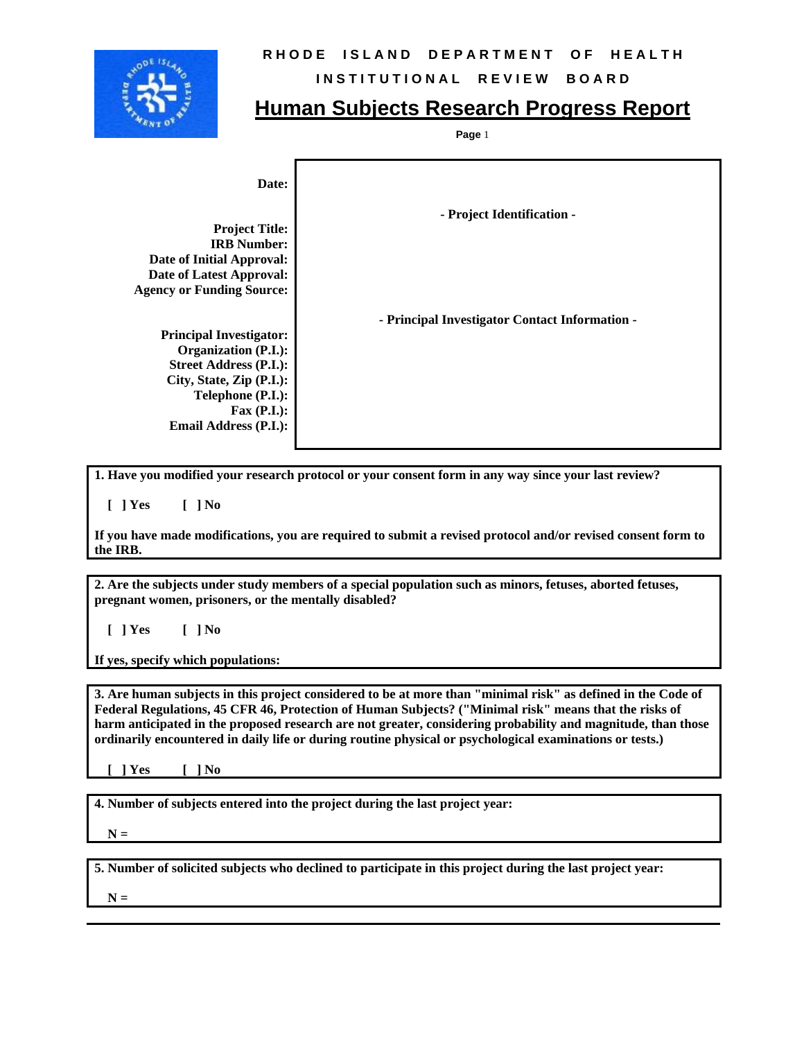**RHODE ISLAND DEPARTMENT OF HEALTH**

**INSTITUTIONAL REVIEW BOARD**

# Human Subjects Research Progress Report

**Date:**

- Project Identification -

**Project Title:**
**IRB Number:**
**Date of Initial Approval:**
**Date of Latest Approval:**
**Agency or Funding Source:**

- Principal Investigator Contact Information -

**Principal Investigator:**
**Organization (P.I.):**
**Street Address (P.I.):**
**City, State, Zip (P.I.):**
**Telephone (P.I.):**
**Fax (P.I.):**
**Email Address (P.I.):**

**1. Have you modified your research protocol or your consent form in any way since your last review?**

**[ ] Yes  [ ] No**

**If you have made modifications, you are required to submit a revised protocol and/or revised consent form to the IRB.**

**2. Are the subjects under study members of a special population such as minors, fetuses, aborted fetuses, pregnant women, prisoners, or the mentally disabled?**

**[ ] Yes  [ ] No**

**If yes, specify which populations:**

**3. Are human subjects in this project considered to be at more than "minimal risk" as defined in the Code of Federal Regulations, 45 CFR 46, Protection of Human Subjects? ("Minimal risk" means that the risks of harm anticipated in the proposed research are not greater, considering probability and magnitude, than those ordinarily encountered in daily life or during routine physical or psychological examinations or tests.)**

**[ ] Yes  [ ] No**

**4. Number of subjects entered into the project during the last project year:**

**N =**

**5. Number of solicited subjects who declined to participate in this project during the last project year:**

**N =**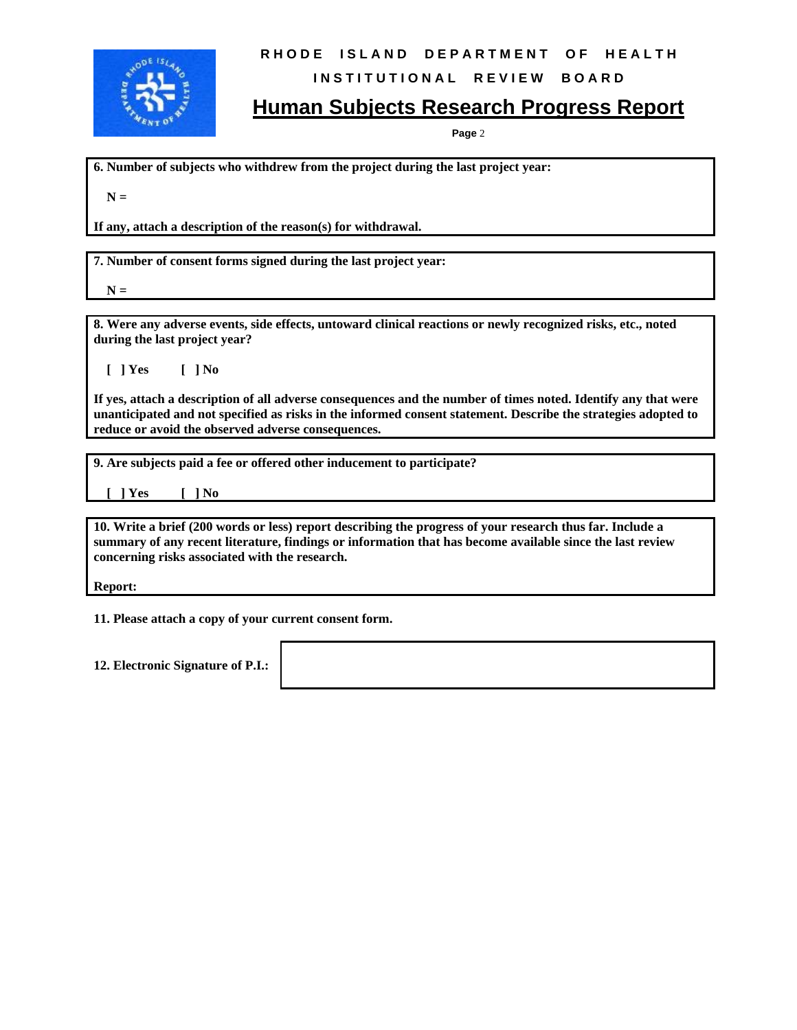**6. Number of subjects who withdrew from the project during the last project year:**

**N =**

**If any, attach a description of the reason(s) for withdrawal.**

**7. Number of consent forms signed during the last project year:**

**N =**

**8. Were any adverse events, side effects, untoward clinical reactions or newly recognized risks, etc., noted during the last project year?**

**[ ] Yes [ ] No**

**If yes, attach a description of all adverse consequences and the number of times noted. Identify any that were unanticipated and not specified as risks in the informed consent statement. Describe the strategies adopted to reduce or avoid the observed adverse consequences.**

**9. Are subjects paid a fee or offered other inducement to participate?**

**[ ] Yes [ ] No**

**10. Write a brief (200 words or less) report describing the progress of your research thus far. Include a summary of any recent literature, findings or information that has become available since the last review concerning risks associated with the research.**

**Report:**

**11. Please attach a copy of your current consent form.**

**12. Electronic Signature of P.I.:**